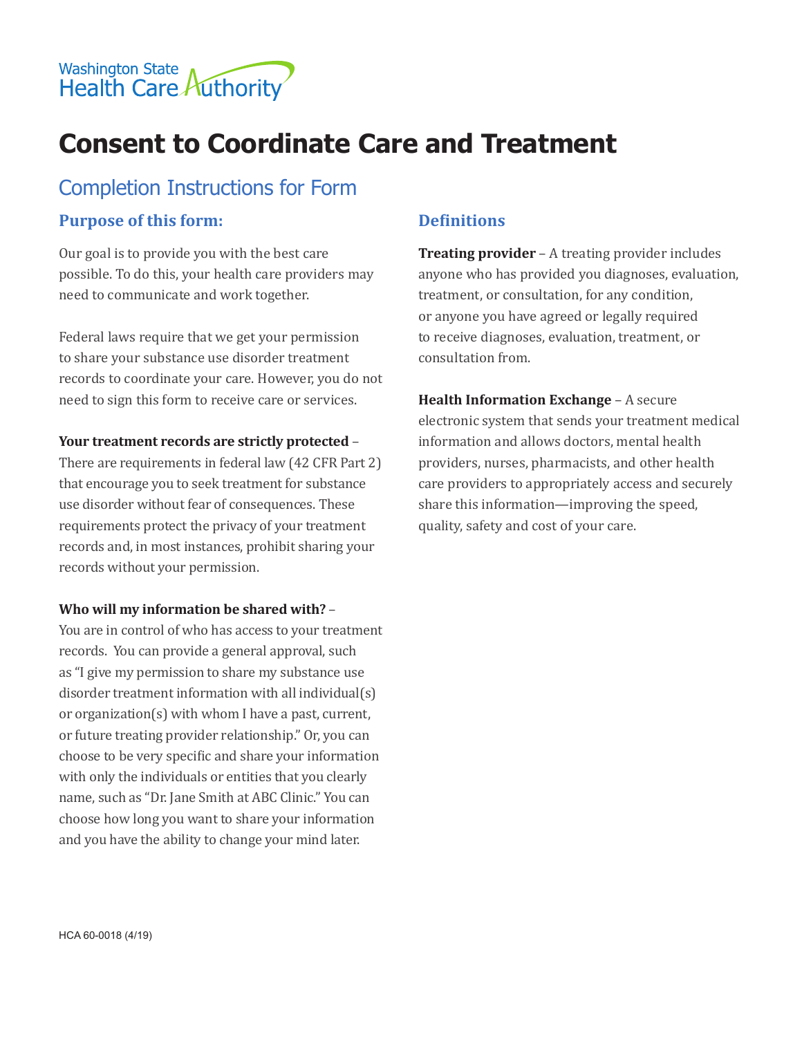Washington State Health Care Authority

# Consent to Coordinate Care and Treatment

## Completion Instructions for Form

### Purpose of this form:

Our goal is to provide you with the best care possible. To do this, your health care providers may need to communicate and work together.

Federal laws require that we get your permission to share your substance use disorder treatment records to coordinate your care. However, you do not need to sign this form to receive care or services.

**Your treatment records are strictly protected** – There are requirements in federal law (42 CFR Part 2) that encourage you to seek treatment for substance use disorder without fear of consequences. These requirements protect the privacy of your treatment records and, in most instances, prohibit sharing your records without your permission.

**Who will my information be shared with?** – You are in control of who has access to your treatment records. You can provide a general approval, such as "I give my permission to share my substance use disorder treatment information with all individual(s) or organization(s) with whom I have a past, current, or future treating provider relationship." Or, you can choose to be very specific and share your information with only the individuals or entities that you clearly name, such as "Dr. Jane Smith at ABC Clinic." You can choose how long you want to share your information and you have the ability to change your mind later.

### Definitions

**Treating provider** – A treating provider includes anyone who has provided you diagnoses, evaluation, treatment, or consultation, for any condition, or anyone you have agreed or legally required to receive diagnoses, evaluation, treatment, or consultation from.

**Health Information Exchange** – A secure electronic system that sends your treatment medical information and allows doctors, mental health providers, nurses, pharmacists, and other health care providers to appropriately access and securely share this information—improving the speed, quality, safety and cost of your care.

HCA 60-0018 (4/19)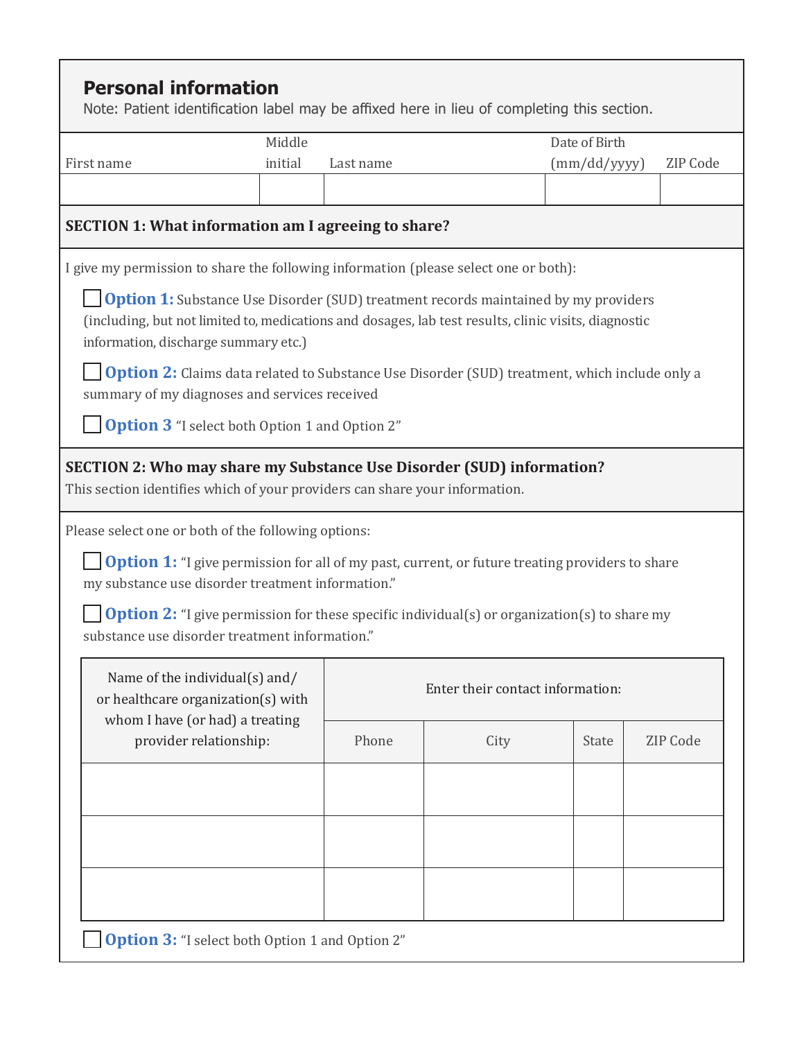## Personal information

Note: Patient identification label may be affixed here in lieu of completing this section.

| First name | Middle initial | Last name | Date of Birth (mm/dd/yyyy) | ZIP Code |
|---|---|---|---|---|
| | | | | |

### SECTION 1: What information am I agreeing to share?

I give my permission to share the following information (please select one or both):

☐ **Option 1:** Substance Use Disorder (SUD) treatment records maintained by my providers (including, but not limited to, medications and dosages, lab test results, clinic visits, diagnostic information, discharge summary etc.)

☐ **Option 2:** Claims data related to Substance Use Disorder (SUD) treatment, which include only a summary of my diagnoses and services received

☐ **Option 3** "I select both Option 1 and Option 2"

### SECTION 2: Who may share my Substance Use Disorder (SUD) information?

This section identifies which of your providers can share your information.

Please select one or both of the following options:

☐ **Option 1:** "I give permission for all of my past, current, or future treating providers to share my substance use disorder treatment information."

☐ **Option 2:** "I give permission for these specific individual(s) or organization(s) to share my substance use disorder treatment information."

| Name of the individual(s) and/ or healthcare organization(s) with whom I have (or had) a treating provider relationship: | Enter their contact information: | | | |
|---|---|---|---|---|
| | Phone | City | State | ZIP Code |
| | | | | |
| | | | | |
| | | | | |

☐ **Option 3:** "I select both Option 1 and Option 2"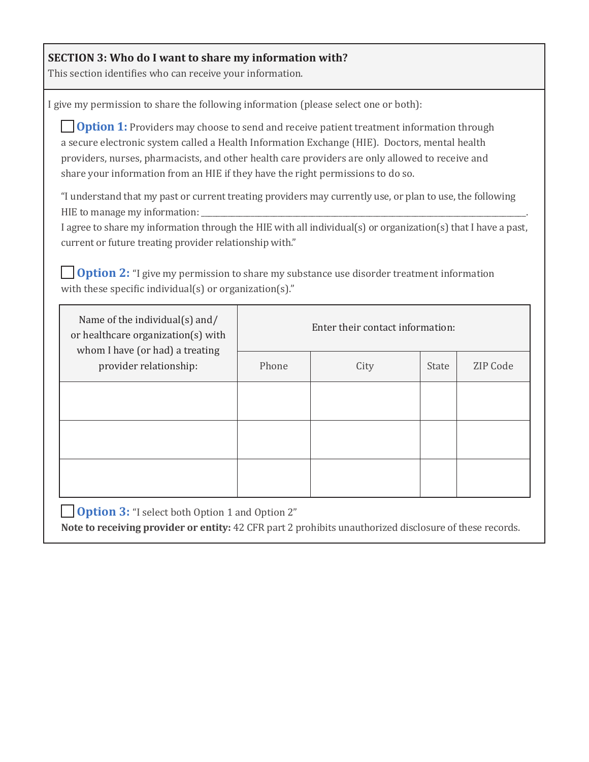## SECTION 3: Who do I want to share my information with?

This section identifies who can receive your information.

I give my permission to share the following information (please select one or both):

☐ **Option 1:** Providers may choose to send and receive patient treatment information through a secure electronic system called a Health Information Exchange (HIE). Doctors, mental health providers, nurses, pharmacists, and other health care providers are only allowed to receive and share your information from an HIE if they have the right permissions to do so.

"I understand that my past or current treating providers may currently use, or plan to use, the following HIE to manage my information: ______________________________________________.
I agree to share my information through the HIE with all individual(s) or organization(s) that I have a past, current or future treating provider relationship with."

☐ **Option 2:** "I give my permission to share my substance use disorder treatment information with these specific individual(s) or organization(s)."

| Name of the individual(s) and/ or healthcare organization(s) with whom I have (or had) a treating provider relationship: | Enter their contact information: | | | |
|---|---|---|---|---|
| | Phone | City | State | ZIP Code |
| | | | | |
| | | | | |
| | | | | |

☐ **Option 3:** "I select both Option 1 and Option 2"

**Note to receiving provider or entity:** 42 CFR part 2 prohibits unauthorized disclosure of these records.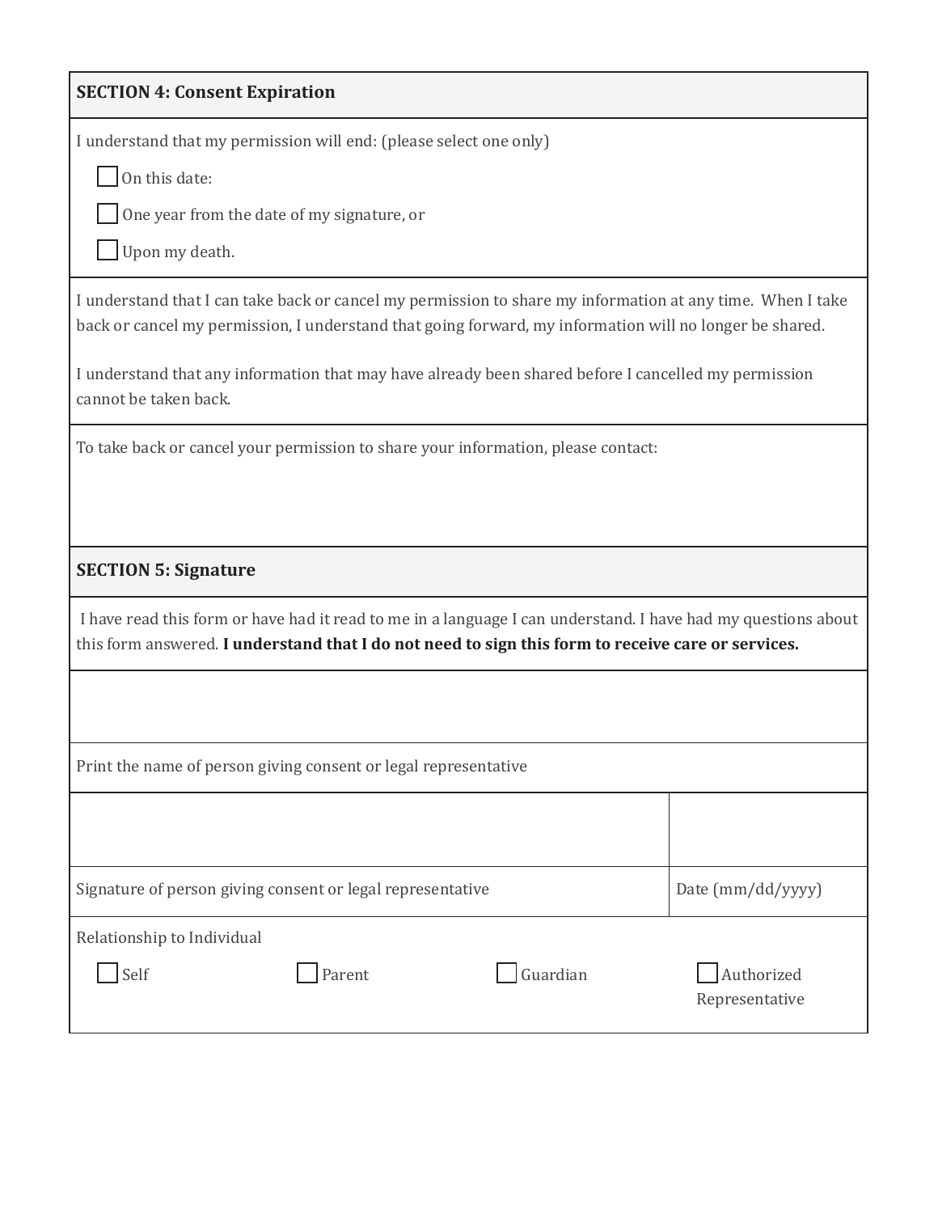## SECTION 4: Consent Expiration

I understand that my permission will end: (please select one only)

- ☐ On this date:
- ☐ One year from the date of my signature, or
- ☐ Upon my death.

I understand that I can take back or cancel my permission to share my information at any time. When I take back or cancel my permission, I understand that going forward, my information will no longer be shared.

I understand that any information that may have already been shared before I cancelled my permission cannot be taken back.

To take back or cancel your permission to share your information, please contact:

## SECTION 5: Signature

I have read this form or have had it read to me in a language I can understand. I have had my questions about this form answered. **I understand that I do not need to sign this form to receive care or services.**

Print the name of person giving consent or legal representative

| | |
|---|---|
| Signature of person giving consent or legal representative | Date (mm/dd/yyyy) |

Relationship to Individual

- ☐ Self
- ☐ Parent
- ☐ Guardian
- ☐ Authorized Representative